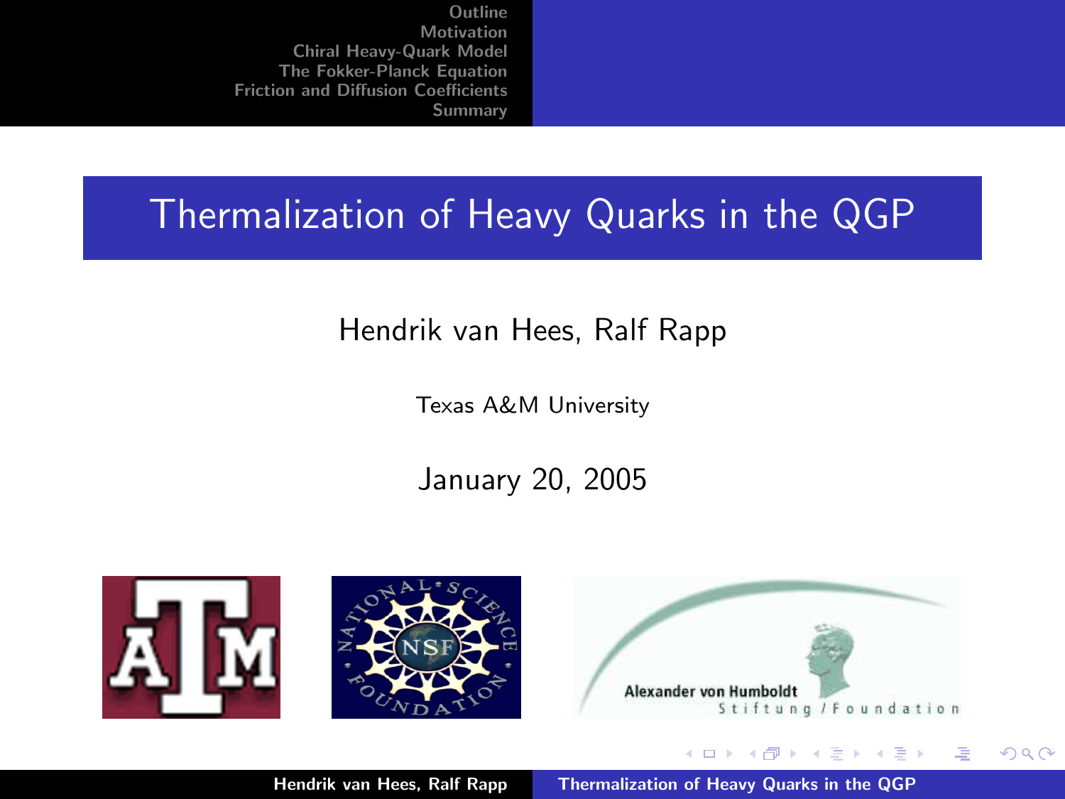# Thermalization of Heavy Quarks in the QGP

Hendrik van Hees, Ralf Rapp

Texas A&M University

January 20, 2005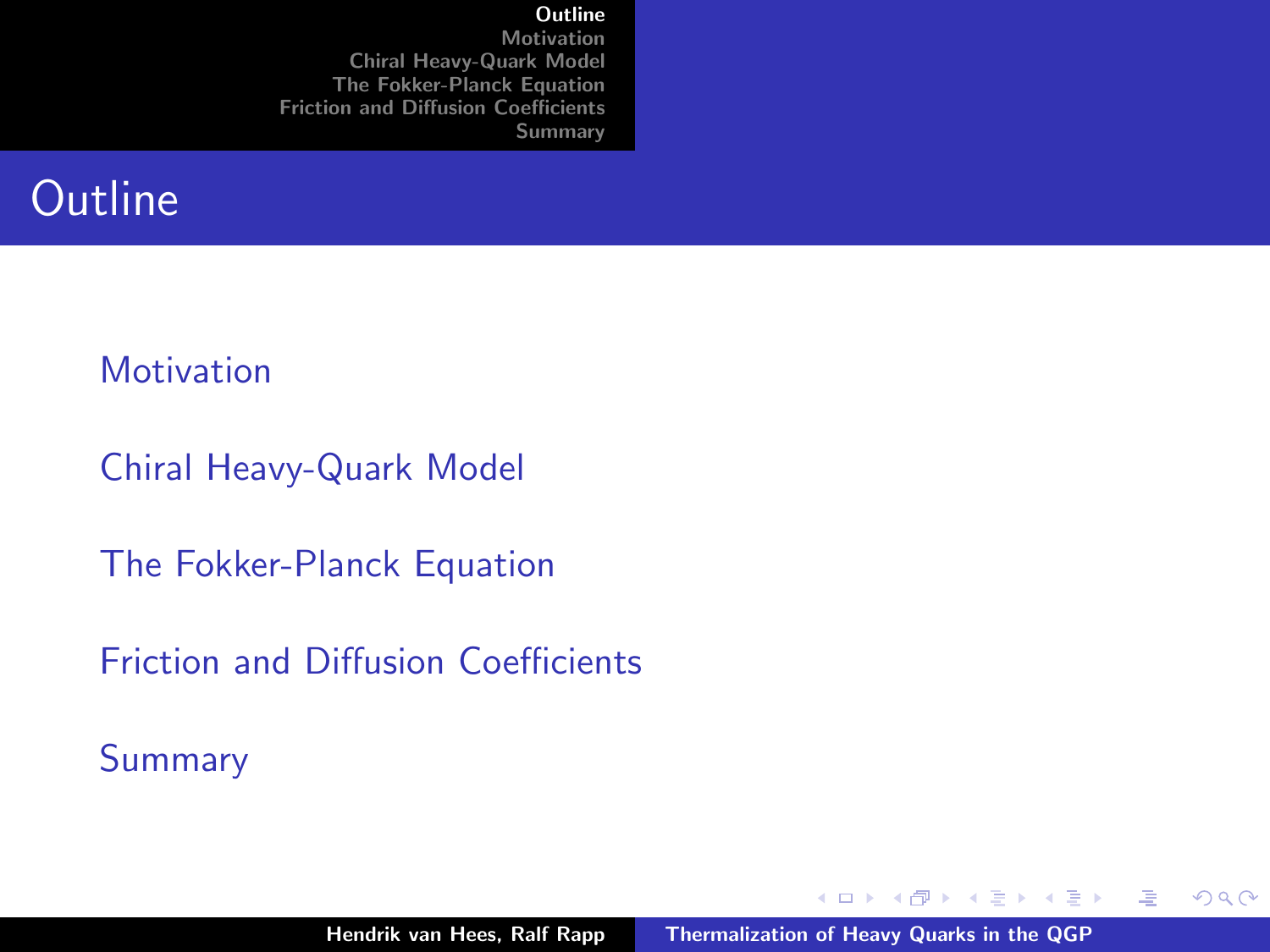# Outline

- Motivation
- Chiral Heavy-Quark Model
- The Fokker-Planck Equation
- Friction and Diffusion Coefficients
- Summary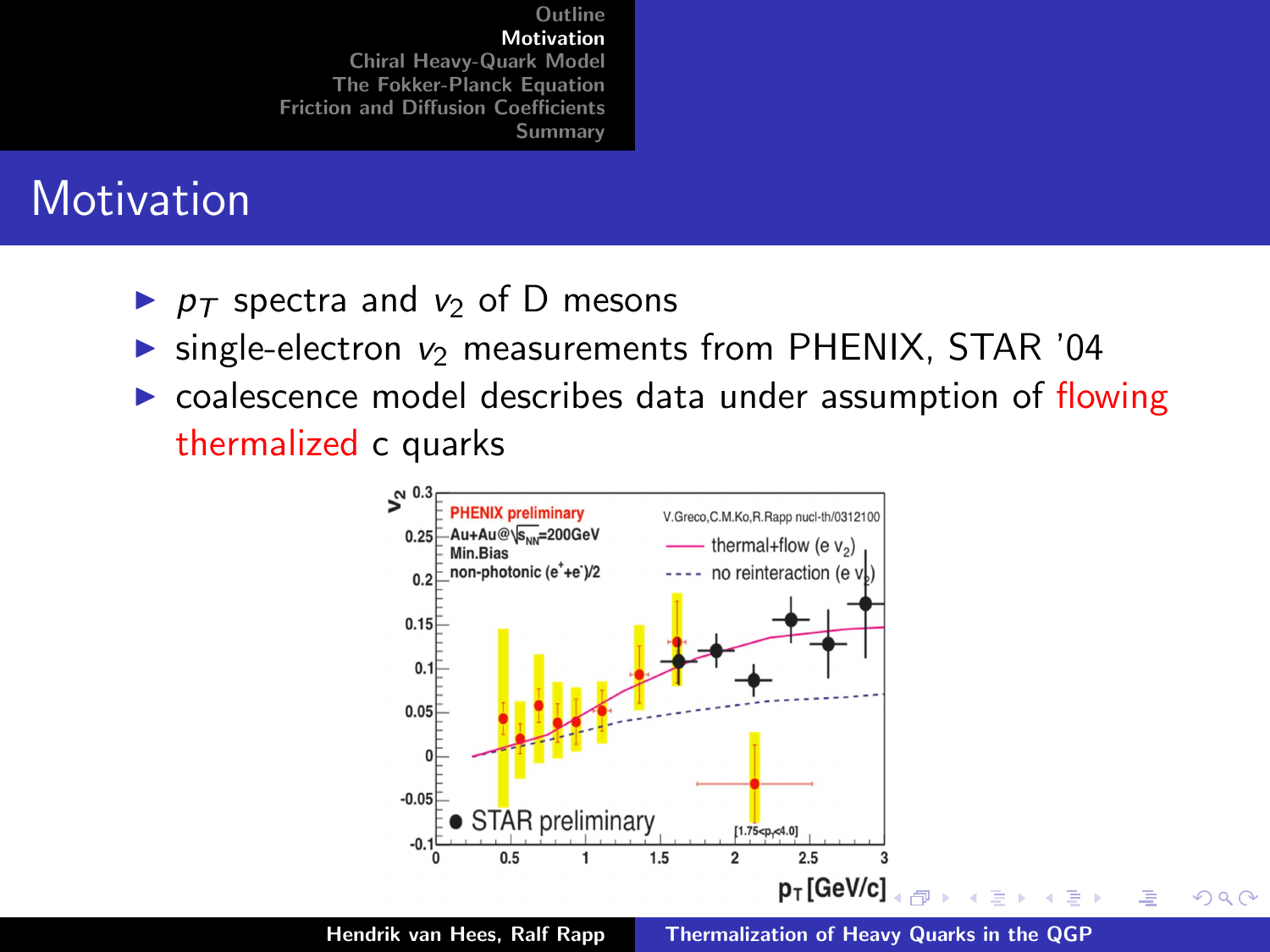# Motivation

- $p_T$ spectra and $v_2$ of D mesons
- single-electron $v_2$ measurements from PHENIX, STAR '04
- coalescence model describes data under assumption of flowing thermalized c quarks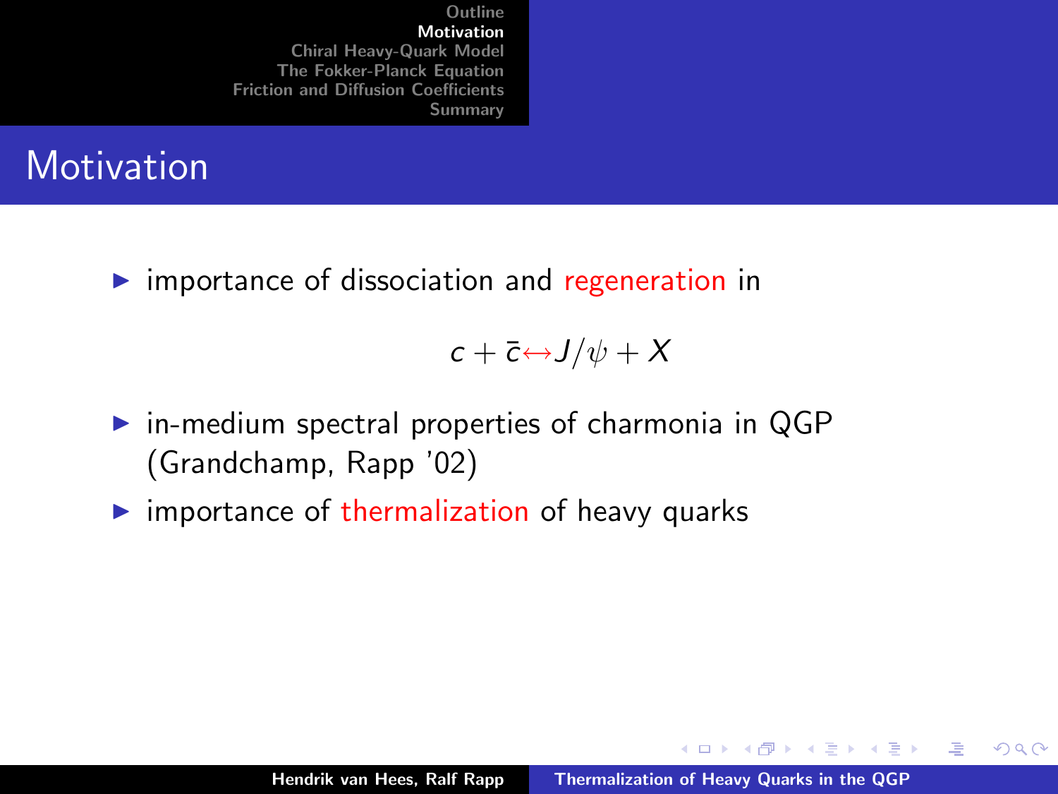# Motivation

- importance of dissociation and regeneration in

$$c + \bar{c} \leftrightarrow J/\psi + X$$

- in-medium spectral properties of charmonia in QGP (Grandchamp, Rapp '02)
- importance of thermalization of heavy quarks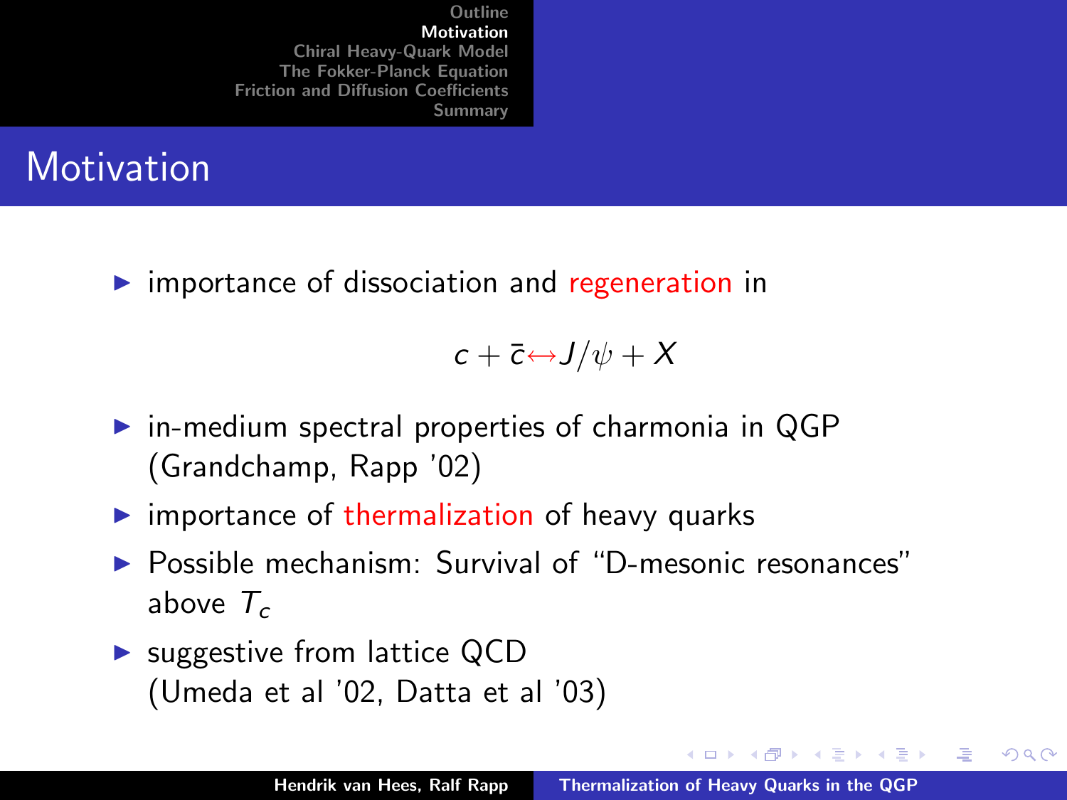# Motivation

- importance of dissociation and regeneration in

$$c + \bar{c} \leftrightarrow J/\psi + X$$

- in-medium spectral properties of charmonia in QGP (Grandchamp, Rapp '02)
- importance of thermalization of heavy quarks
- Possible mechanism: Survival of "D-mesonic resonances" above $T_c$
- suggestive from lattice QCD (Umeda et al '02, Datta et al '03)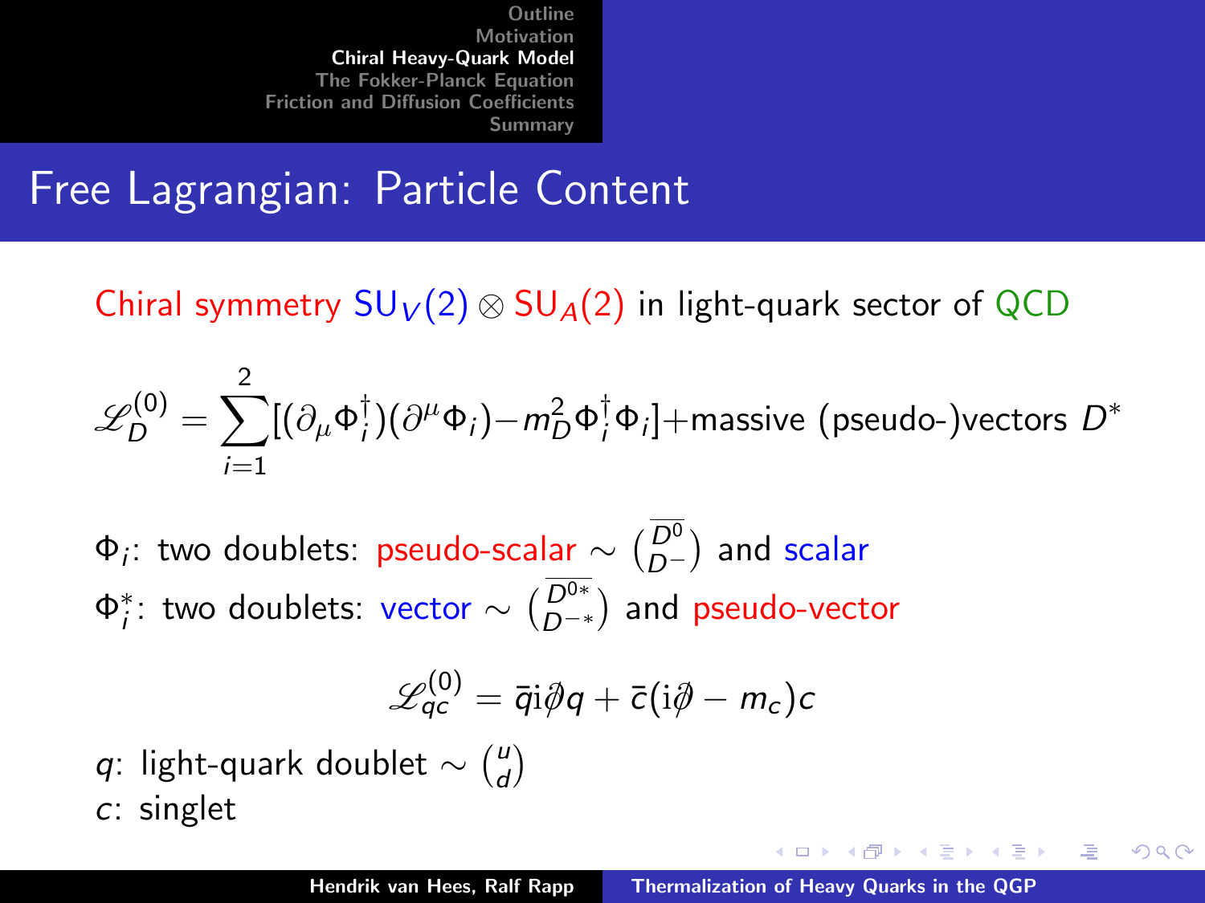# Free Lagrangian: Particle Content

Chiral symmetry $\mathrm{SU}_V(2) \otimes \mathrm{SU}_A(2)$ in light-quark sector of QCD

$$\mathscr{L}_D^{(0)} = \sum_{i=1}^{2} [(\partial_\mu \Phi_i^\dagger)(\partial^\mu \Phi_i) - m_D^2 \Phi_i^\dagger \Phi_i] + \text{massive (pseudo-)vectors } D^*$$

$\Phi_i$: two doublets: pseudo-scalar $\sim \binom{\overline{D^0}}{D^-}$ and scalar

$\Phi_i^*$: two doublets: vector $\sim \binom{\overline{D^{0*}}}{D^{-*}}$ and pseudo-vector

$$\mathscr{L}_{qc}^{(0)} = \bar{q}\mathrm{i}\not{\partial} q + \bar{c}(\mathrm{i}\not{\partial} - m_c)c$$

$q$: light-quark doublet $\sim \binom{u}{d}$

$c$: singlet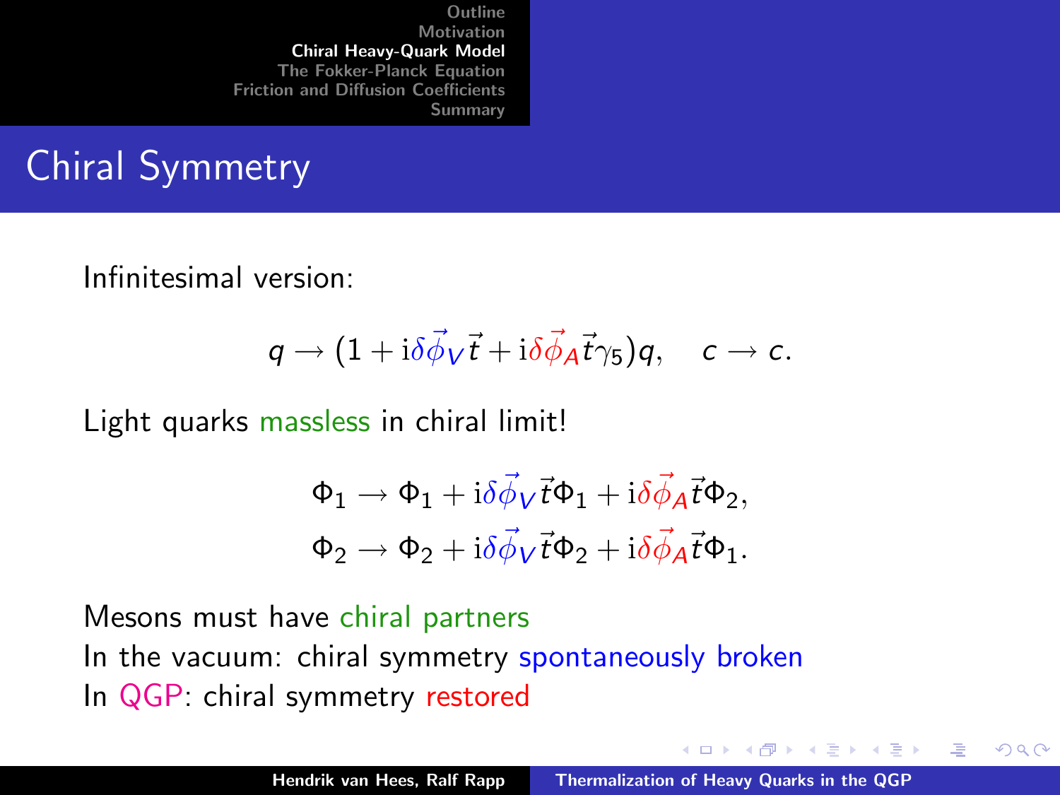## Chiral Symmetry

Infinitesimal version:

$$q \rightarrow (1 + \mathrm{i}\delta\vec{\phi}_V\vec{t} + \mathrm{i}\delta\vec{\phi}_A\vec{t}\gamma_5)q, \quad c \rightarrow c.$$

Light quarks massless in chiral limit!

$$\Phi_1 \rightarrow \Phi_1 + \mathrm{i}\delta\vec{\phi}_V\vec{t}\Phi_1 + \mathrm{i}\delta\vec{\phi}_A\vec{t}\Phi_2,$$
$$\Phi_2 \rightarrow \Phi_2 + \mathrm{i}\delta\vec{\phi}_V\vec{t}\Phi_2 + \mathrm{i}\delta\vec{\phi}_A\vec{t}\Phi_1.$$

Mesons must have chiral partners
In the vacuum: chiral symmetry spontaneously broken
In QGP: chiral symmetry restored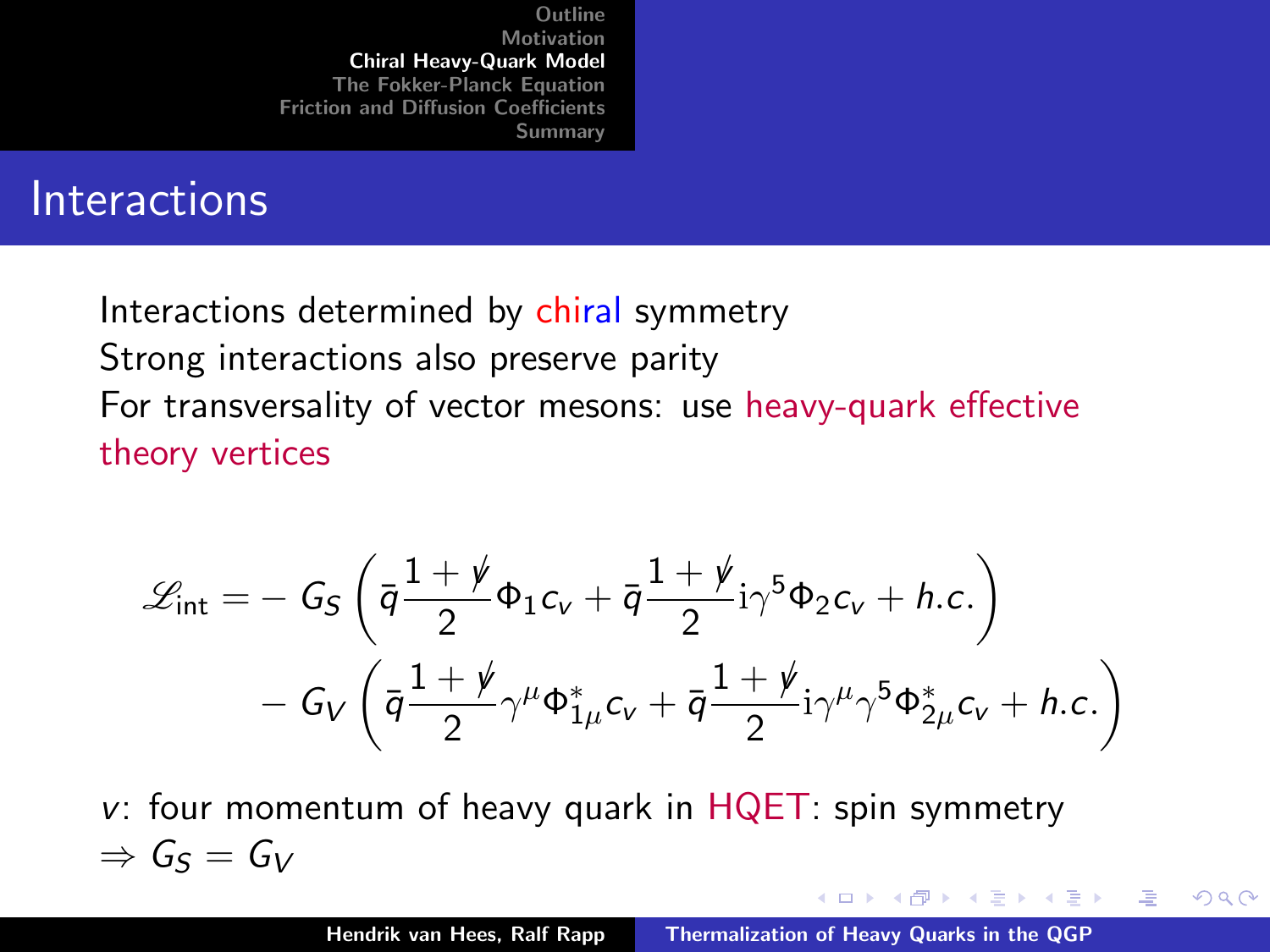# Interactions

Interactions determined by chiral symmetry
Strong interactions also preserve parity
For transversality of vector mesons: use heavy-quark effective theory vertices

$$
\begin{aligned}
\mathscr{L}_{\text{int}} = & - G_S \left( \bar{q} \frac{1 + \not{v}}{2} \Phi_1 c_v + \bar{q} \frac{1 + \not{v}}{2} \mathrm{i}\gamma^5 \Phi_2 c_v + h.c. \right) \\
& - G_V \left( \bar{q} \frac{1 + \not{v}}{2} \gamma^\mu \Phi_{1\mu}^* c_v + \bar{q} \frac{1 + \not{v}}{2} \mathrm{i}\gamma^\mu \gamma^5 \Phi_{2\mu}^* c_v + h.c. \right)
\end{aligned}
$$

$v$: four momentum of heavy quark in HQET: spin symmetry
$\Rightarrow G_S = G_V$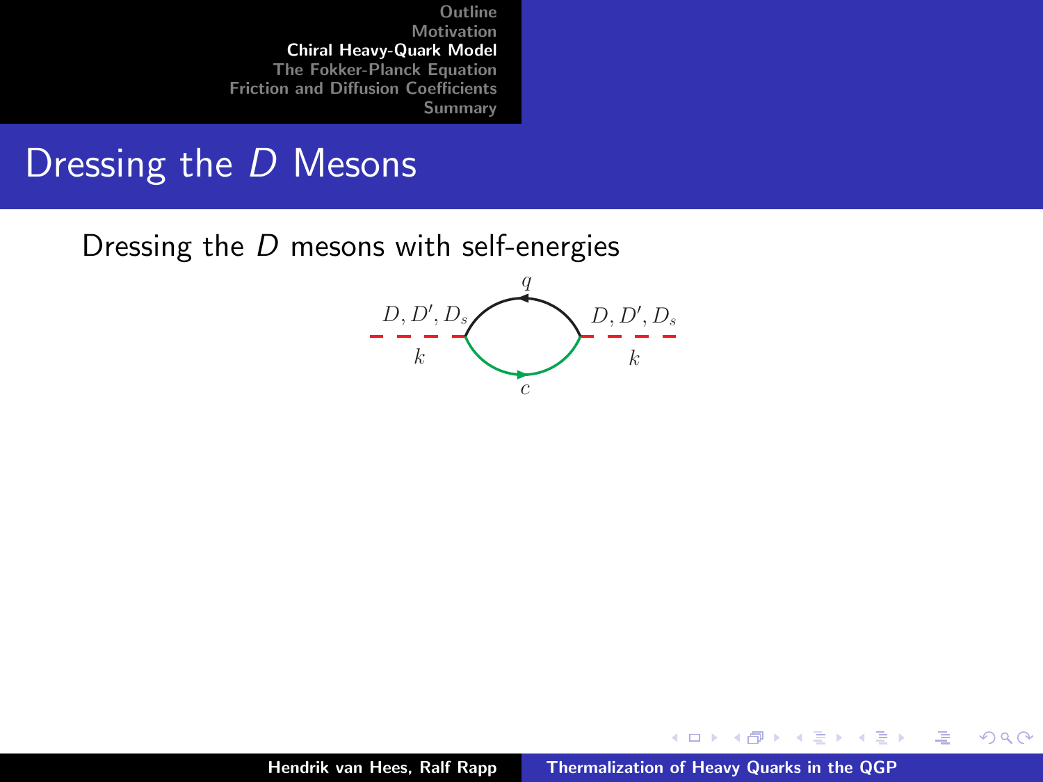# Dressing the $D$ Mesons

Dressing the $D$ mesons with self-energies

$D, D', D_s$ $q$ $D, D', D_s$

$k$ $c$ $k$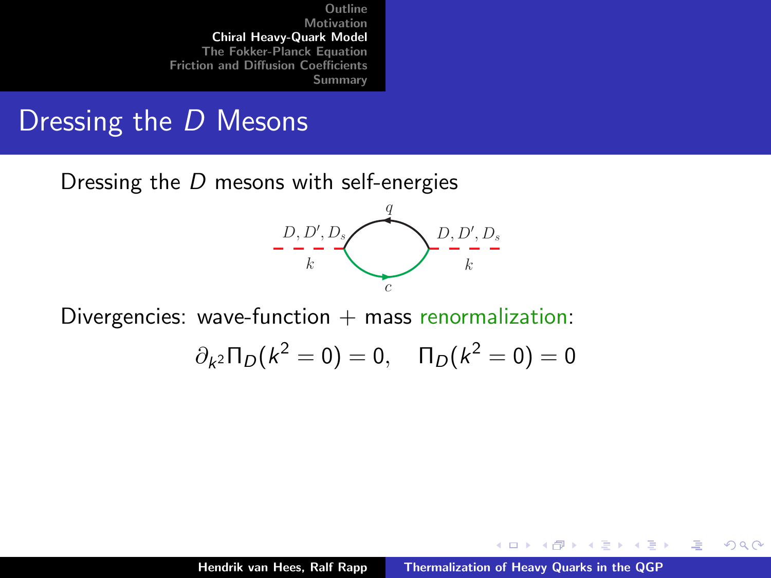# Dressing the $D$ Mesons

Dressing the $D$ mesons with self-energies

Divergencies: wave-function + mass renormalization:

$$\partial_{k^2}\Pi_D(k^2 = 0) = 0, \quad \Pi_D(k^2 = 0) = 0$$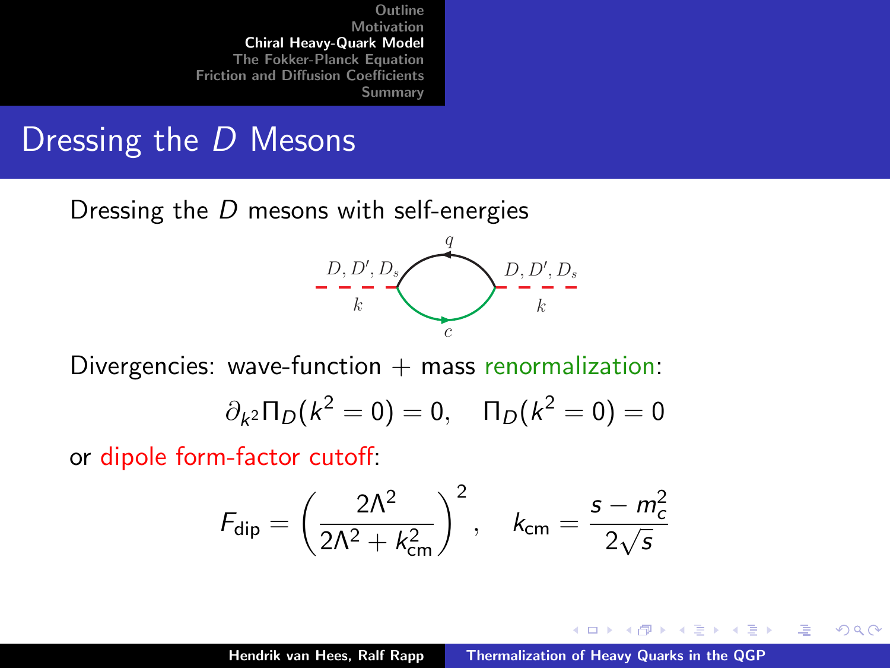## Dressing the $D$ Mesons

Dressing the $D$ mesons with self-energies

Divergencies: wave-function + mass renormalization:

$$\partial_{k^2} \Pi_D(k^2 = 0) = 0, \quad \Pi_D(k^2 = 0) = 0$$

or dipole form-factor cutoff:

$$F_{\text{dip}} = \left( \frac{2\Lambda^2}{2\Lambda^2 + k_{\text{cm}}^2} \right)^2, \quad k_{\text{cm}} = \frac{s - m_c^2}{2\sqrt{s}}$$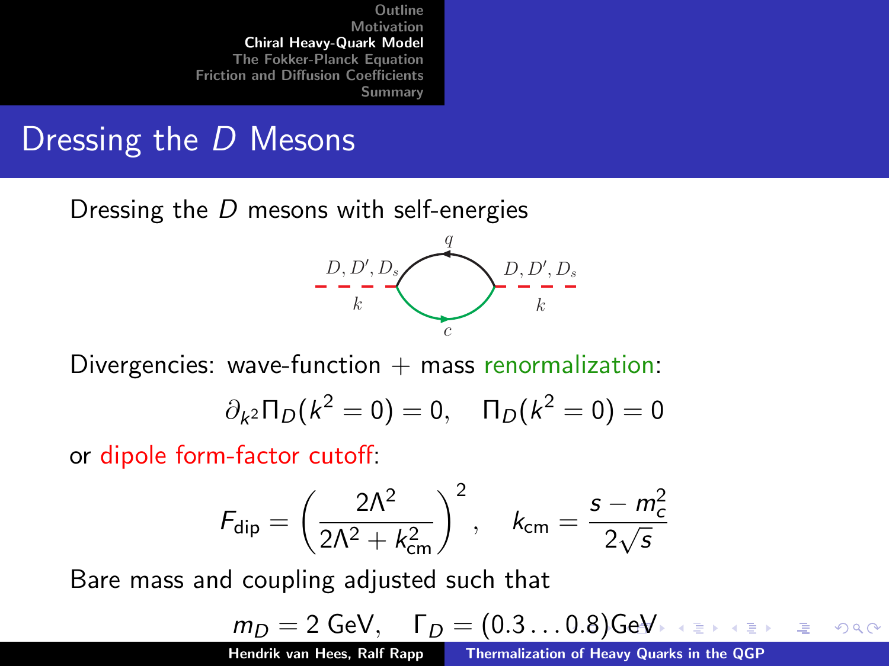# Dressing the $D$ Mesons

Dressing the $D$ mesons with self-energies

Divergencies: wave-function + mass renormalization:

$$\partial_{k^2} \Pi_D(k^2 = 0) = 0, \quad \Pi_D(k^2 = 0) = 0$$

or dipole form-factor cutoff:

$$F_{\text{dip}} = \left( \frac{2\Lambda^2}{2\Lambda^2 + k_{\text{cm}}^2} \right)^2, \quad k_{\text{cm}} = \frac{s - m_c^2}{2\sqrt{s}}$$

Bare mass and coupling adjusted such that

$$m_D = 2 \text{ GeV}, \quad \Gamma_D = (0.3 \ldots 0.8) \text{GeV}$$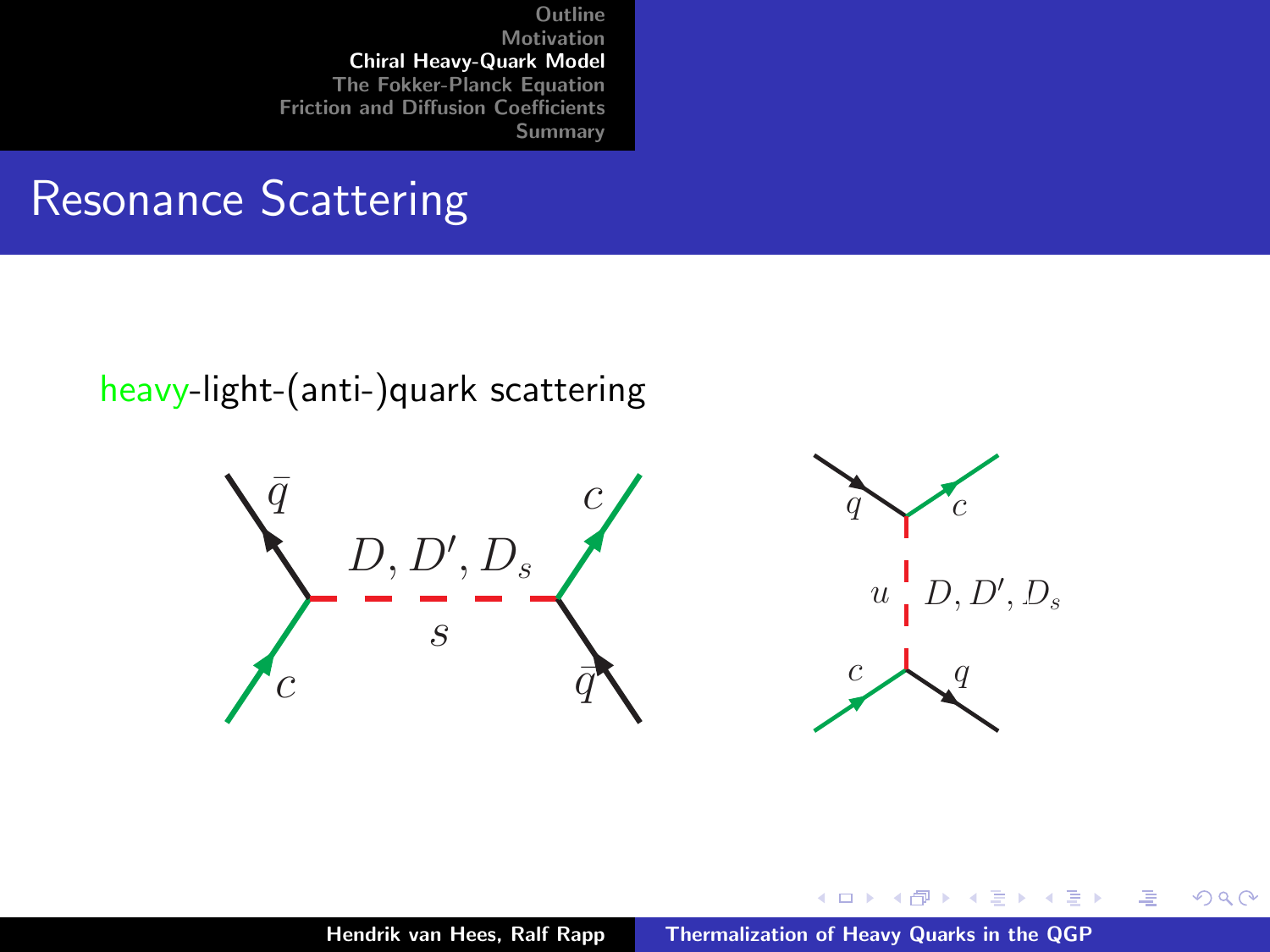# Resonance Scattering

heavy-light-(anti-)quark scattering

$\bar{q}$ $c$ $D, D', D_s$ $s$ $c$ $\bar{q}$

$q$ $c$ $u$ $D, D', D_s$ $c$ $q$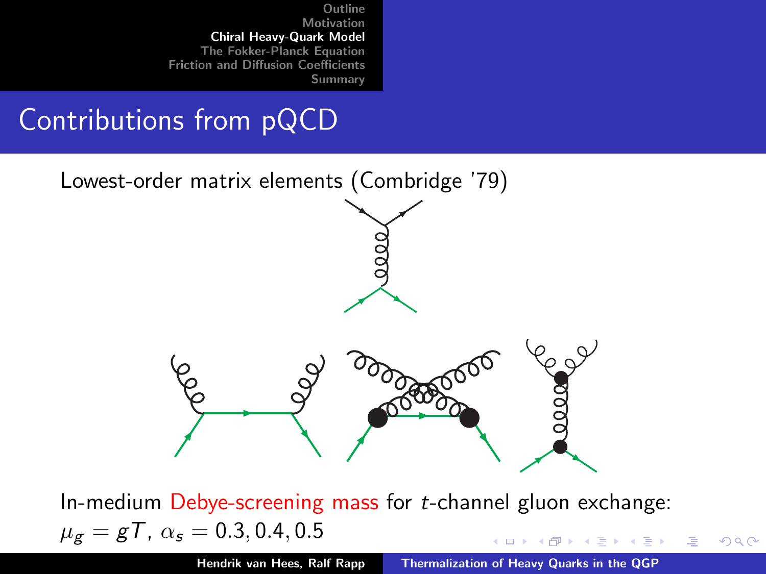# Contributions from pQCD

Lowest-order matrix elements (Combridge '79)

In-medium Debye-screening mass for $t$-channel gluon exchange:
$\mu_g = gT$, $\alpha_s = 0.3, 0.4, 0.5$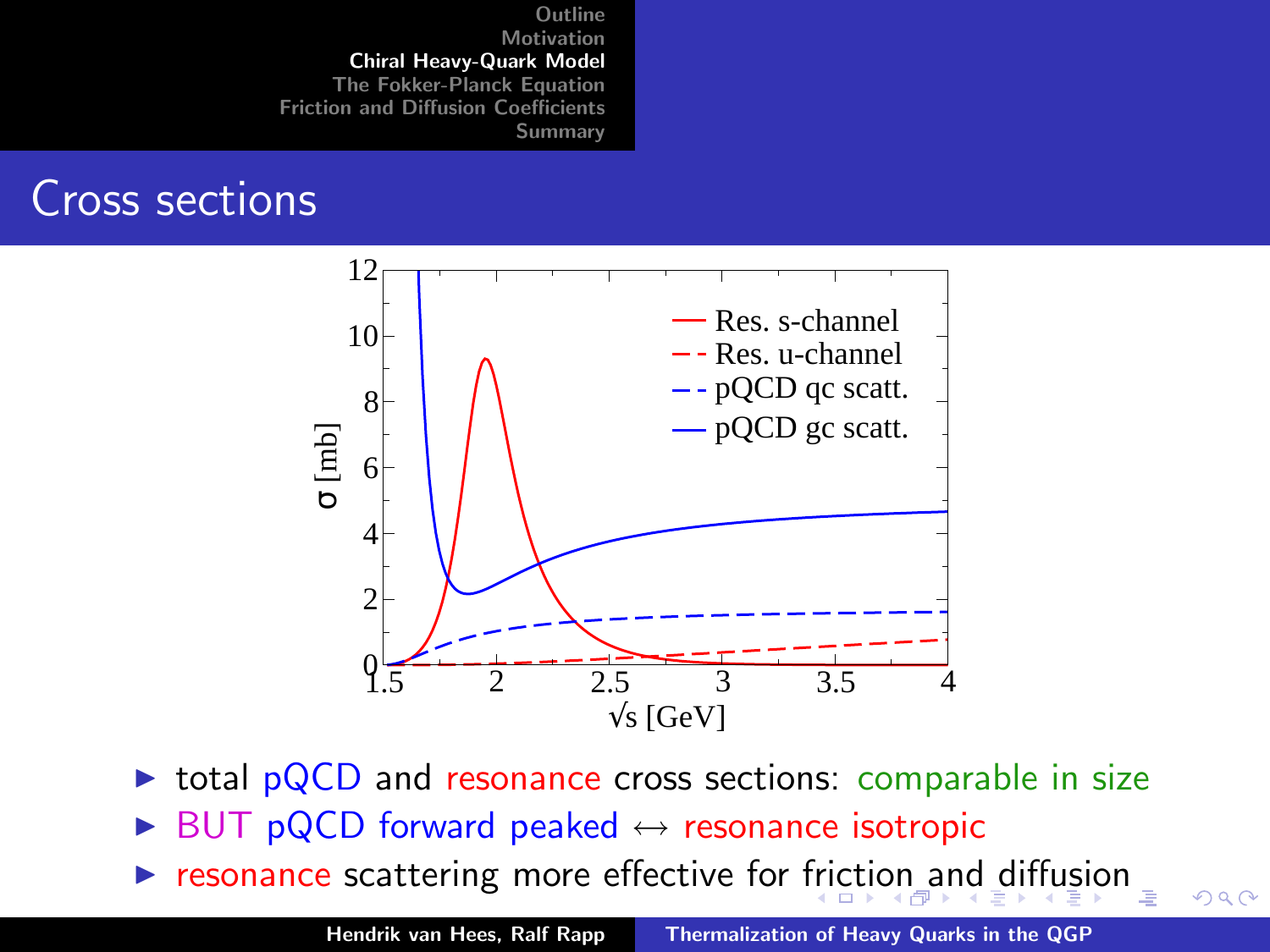## Cross sections

- total pQCD and resonance cross sections: comparable in size
- BUT pQCD forward peaked ↔ resonance isotropic
- resonance scattering more effective for friction and diffusion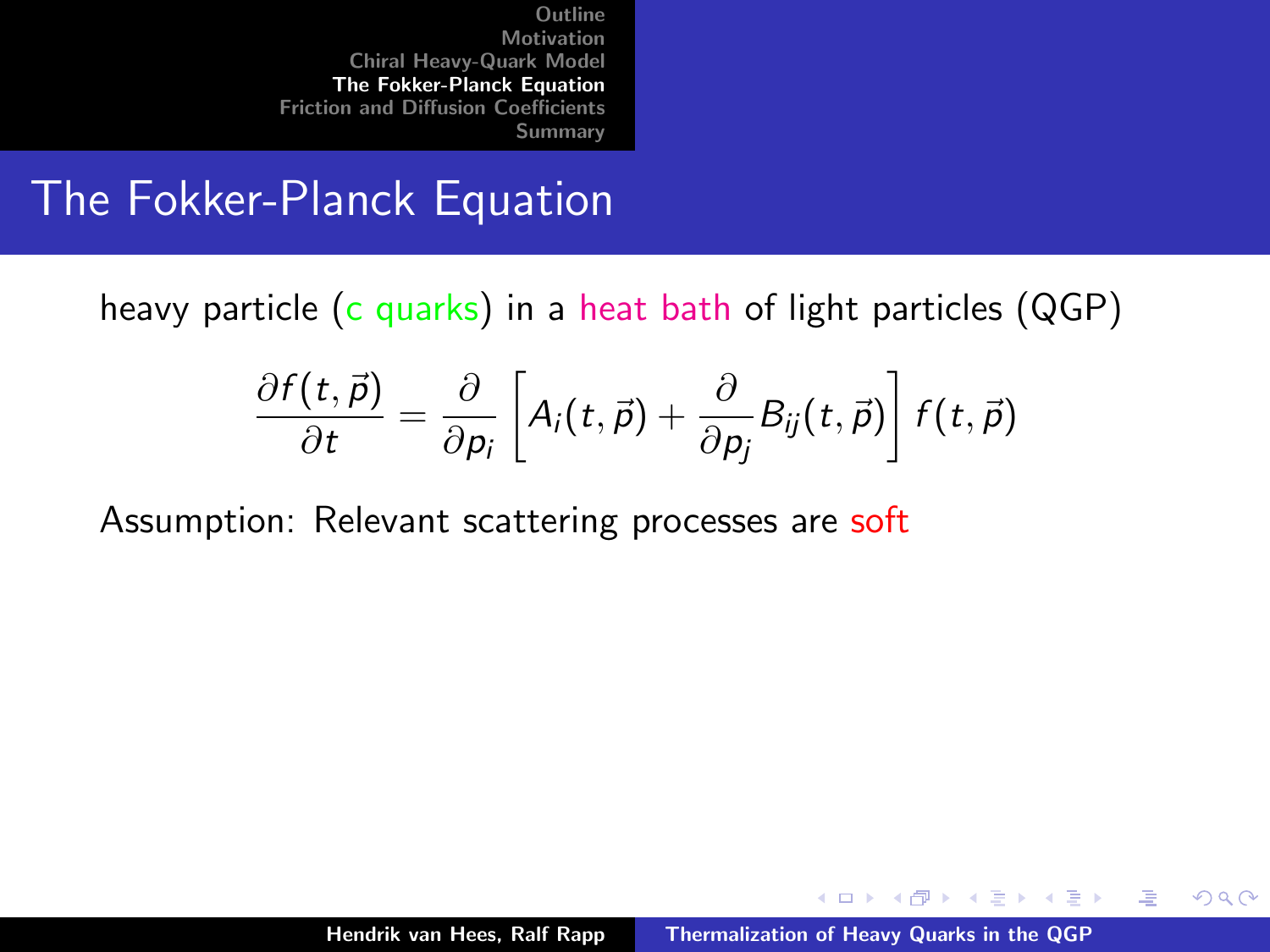# The Fokker-Planck Equation

heavy particle (c quarks) in a heat bath of light particles (QGP)

$$\frac{\partial f(t,\vec{p})}{\partial t} = \frac{\partial}{\partial p_i}\left[A_i(t,\vec{p}) + \frac{\partial}{\partial p_j} B_{ij}(t,\vec{p})\right] f(t,\vec{p})$$

Assumption: Relevant scattering processes are soft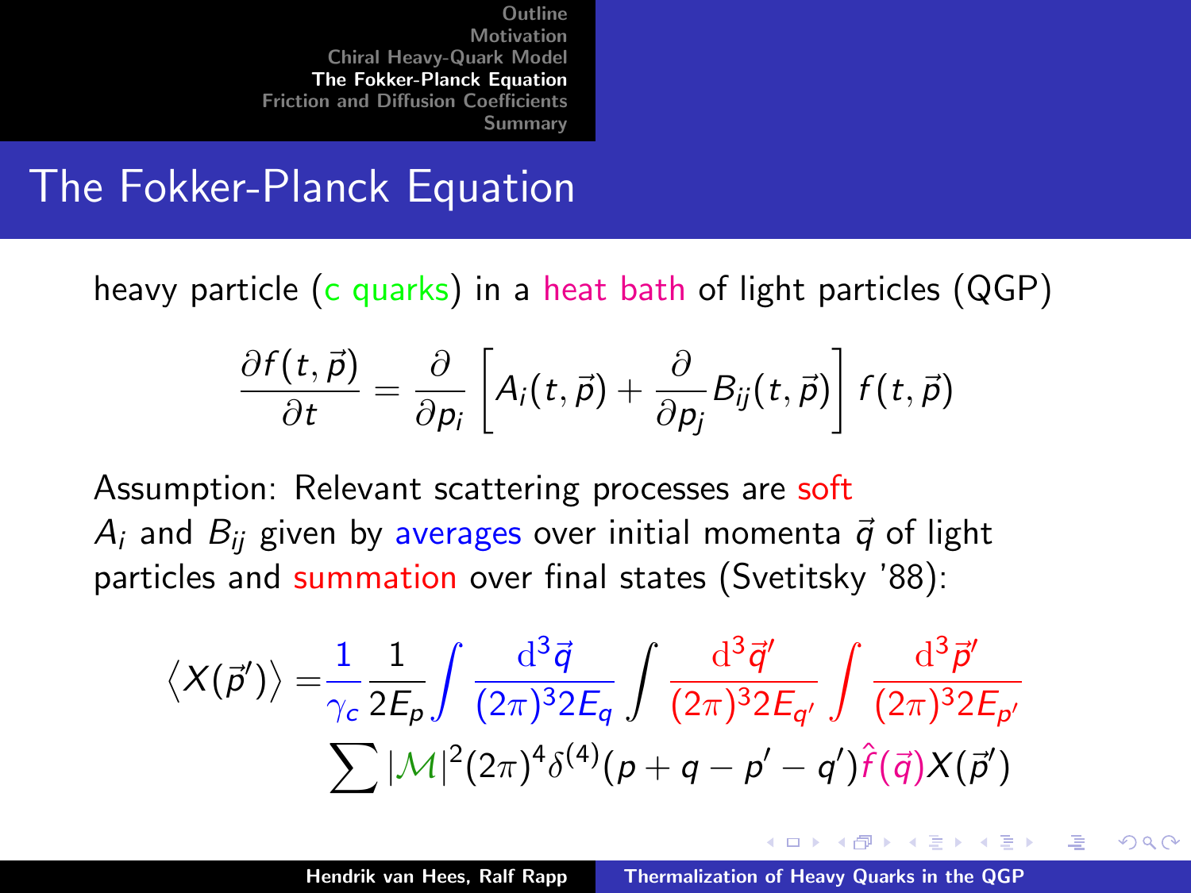# The Fokker-Planck Equation

heavy particle (c quarks) in a heat bath of light particles (QGP)

$$\frac{\partial f(t,\vec{p})}{\partial t} = \frac{\partial}{\partial p_i}\left[A_i(t,\vec{p}) + \frac{\partial}{\partial p_j} B_{ij}(t,\vec{p})\right] f(t,\vec{p})$$

Assumption: Relevant scattering processes are soft
$A_i$ and $B_{ij}$ given by averages over initial momenta $\vec{q}$ of light particles and summation over final states (Svetitsky '88):

$$\langle X(\vec{p}') \rangle = \frac{1}{\gamma_c} \frac{1}{2E_p} \int \frac{\mathrm{d}^3\vec{q}}{(2\pi)^3 2E_q} \int \frac{\mathrm{d}^3\vec{q}'}{(2\pi)^3 2E_{q'}} \int \frac{\mathrm{d}^3\vec{p}'}{(2\pi)^3 2E_{p'}} \sum |\mathcal{M}|^2 (2\pi)^4 \delta^{(4)}(p+q-p'-q') \hat{f}(\vec{q}) X(\vec{p}')$$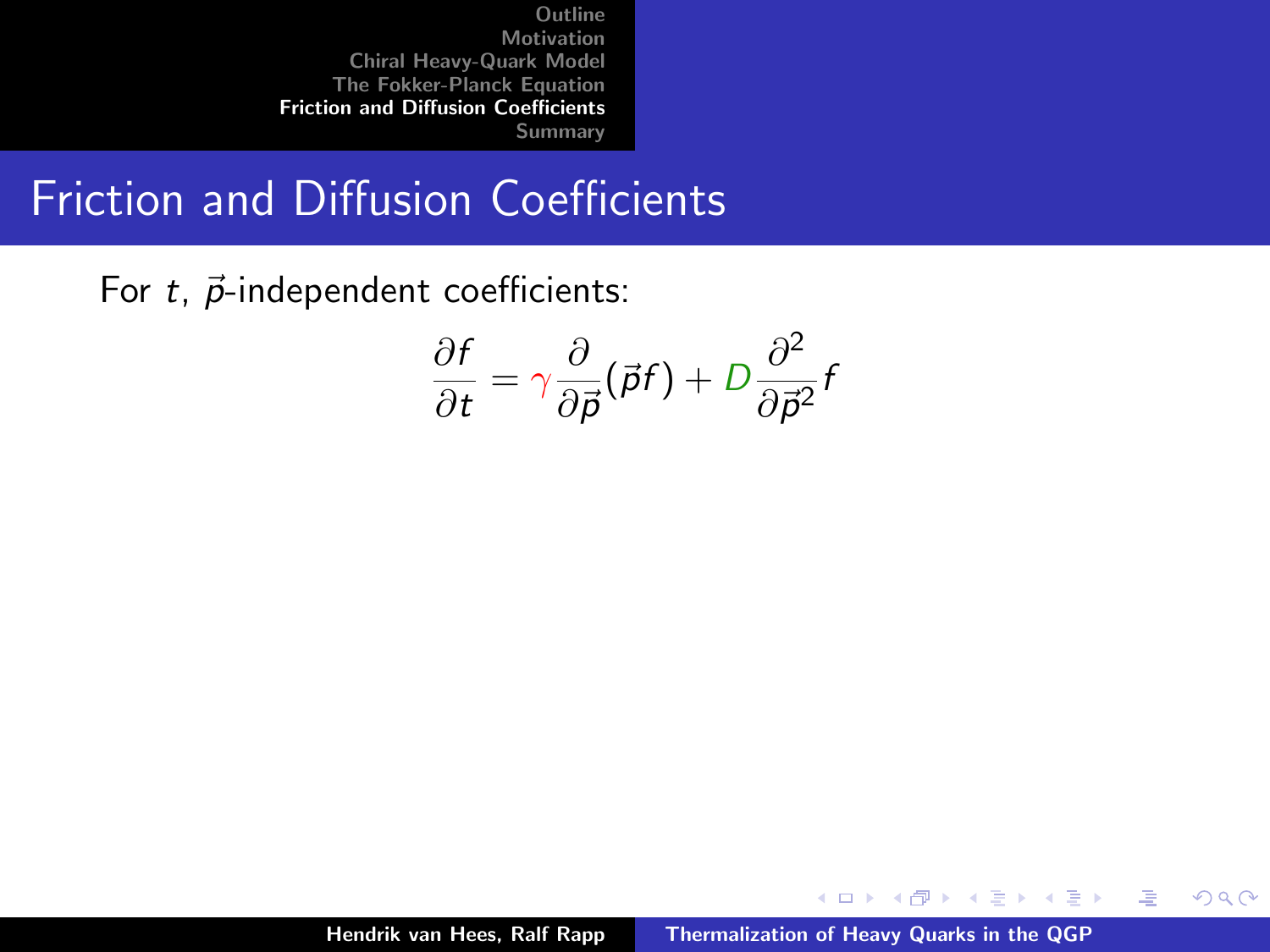# Friction and Diffusion Coefficients

For $t$, $\vec{p}$-independent coefficients:

$$\frac{\partial f}{\partial t} = \gamma \frac{\partial}{\partial \vec{p}}(\vec{p} f) + D \frac{\partial^2}{\partial \vec{p}^2} f$$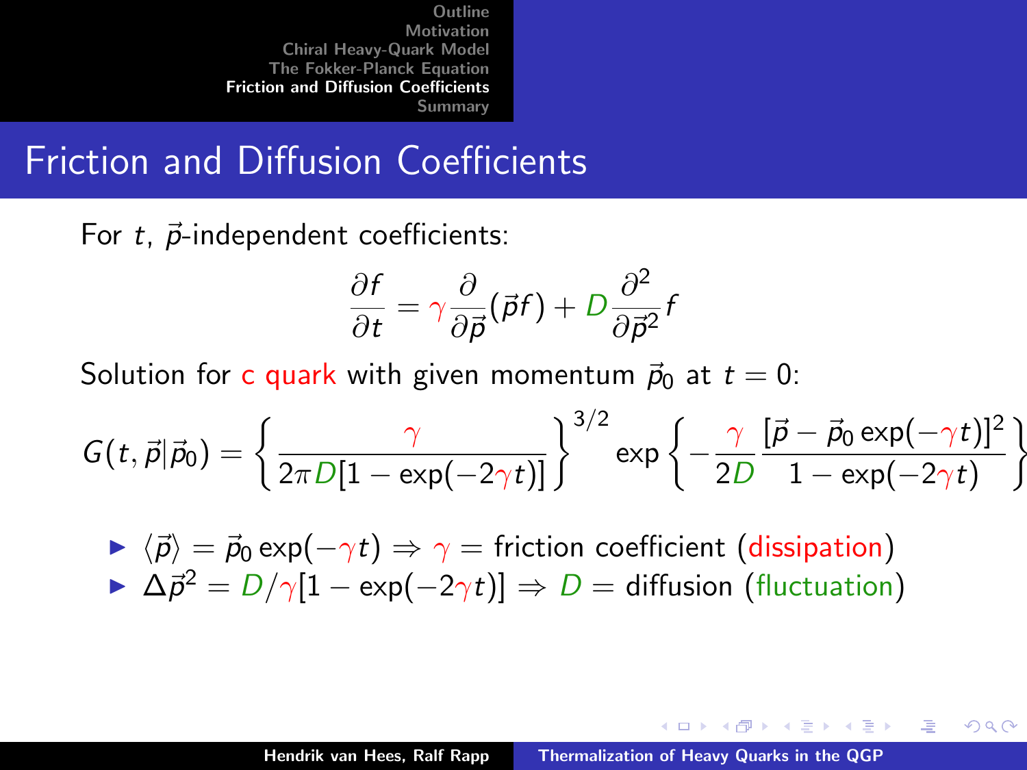# Friction and Diffusion Coefficients

For $t$, $\vec{p}$-independent coefficients:

$$\frac{\partial f}{\partial t} = \gamma \frac{\partial}{\partial \vec{p}}(\vec{p} f) + D \frac{\partial^2}{\partial \vec{p}^2} f$$

Solution for c quark with given momentum $\vec{p}_0$ at $t = 0$:

$$G(t, \vec{p}|\vec{p}_0) = \left\{ \frac{\gamma}{2\pi D[1 - \exp(-2\gamma t)]} \right\}^{3/2} \exp\left\{ -\frac{\gamma}{2D} \frac{[\vec{p} - \vec{p}_0 \exp(-\gamma t)]^2}{1 - \exp(-2\gamma t)} \right\}$$

- $\langle \vec{p} \rangle = \vec{p}_0 \exp(-\gamma t) \Rightarrow \gamma =$ friction coefficient (dissipation)
- $\Delta \vec{p}^2 = D/\gamma [1 - \exp(-2\gamma t)] \Rightarrow D =$ diffusion (fluctuation)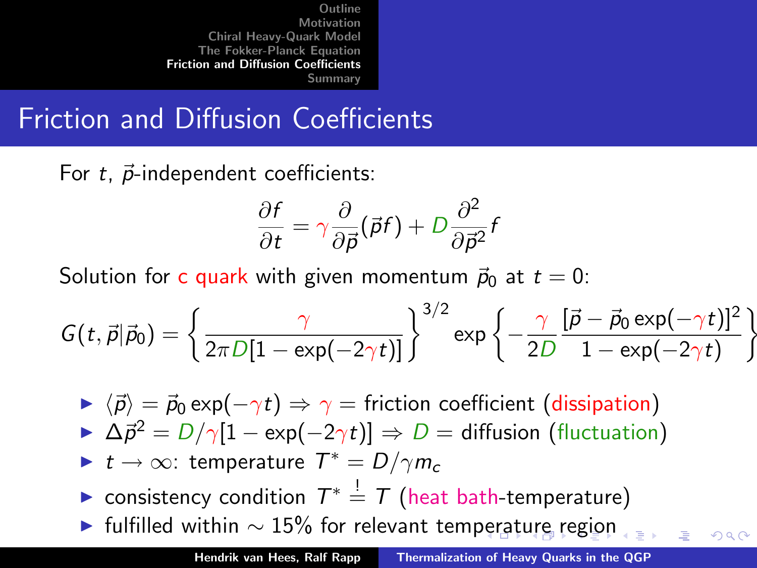# Friction and Diffusion Coefficients

For $t$, $\vec{p}$-independent coefficients:

$$\frac{\partial f}{\partial t} = \gamma \frac{\partial}{\partial \vec{p}}(\vec{p} f) + D \frac{\partial^2}{\partial \vec{p}^2} f$$

Solution for c quark with given momentum $\vec{p}_0$ at $t = 0$:

$$G(t, \vec{p}|\vec{p}_0) = \left\{ \frac{\gamma}{2\pi D[1 - \exp(-2\gamma t)]} \right\}^{3/2} \exp\left\{ -\frac{\gamma}{2D} \frac{[\vec{p} - \vec{p}_0 \exp(-\gamma t)]^2}{1 - \exp(-2\gamma t)} \right\}$$

- $\langle \vec{p} \rangle = \vec{p}_0 \exp(-\gamma t) \Rightarrow \gamma =$ friction coefficient (dissipation)
- $\Delta \vec{p}^2 = D/\gamma [1 - \exp(-2\gamma t)] \Rightarrow D =$ diffusion (fluctuation)
- $t \to \infty$: temperature $T^* = D/\gamma m_c$
- consistency condition $T^* \stackrel{!}{=} T$ (heat bath-temperature)
- fulfilled within $\sim 15\%$ for relevant temperature region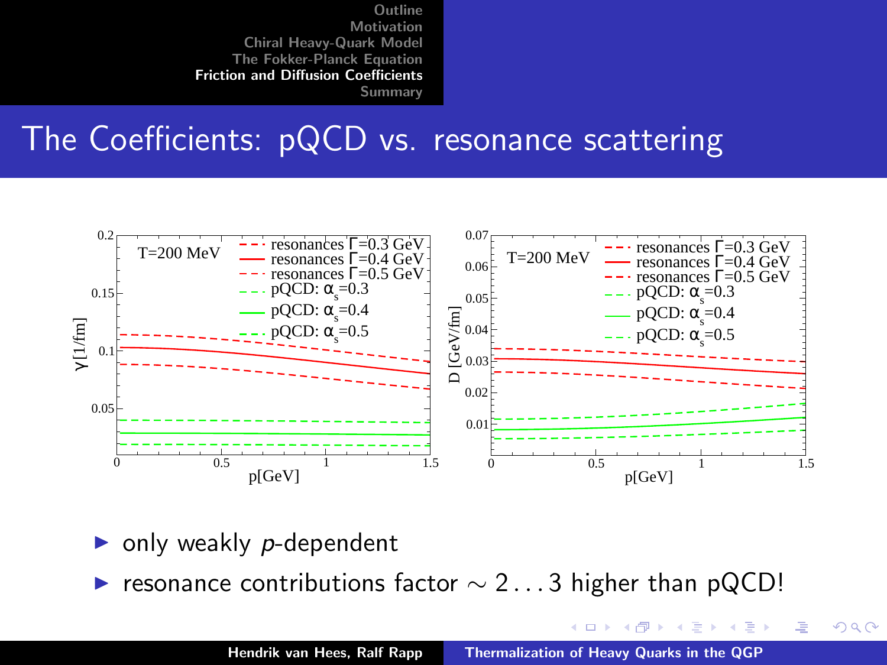## The Coefficients: pQCD vs. resonance scattering

- only weakly *p*-dependent
- resonance contributions factor $\sim 2 \ldots 3$ higher than pQCD!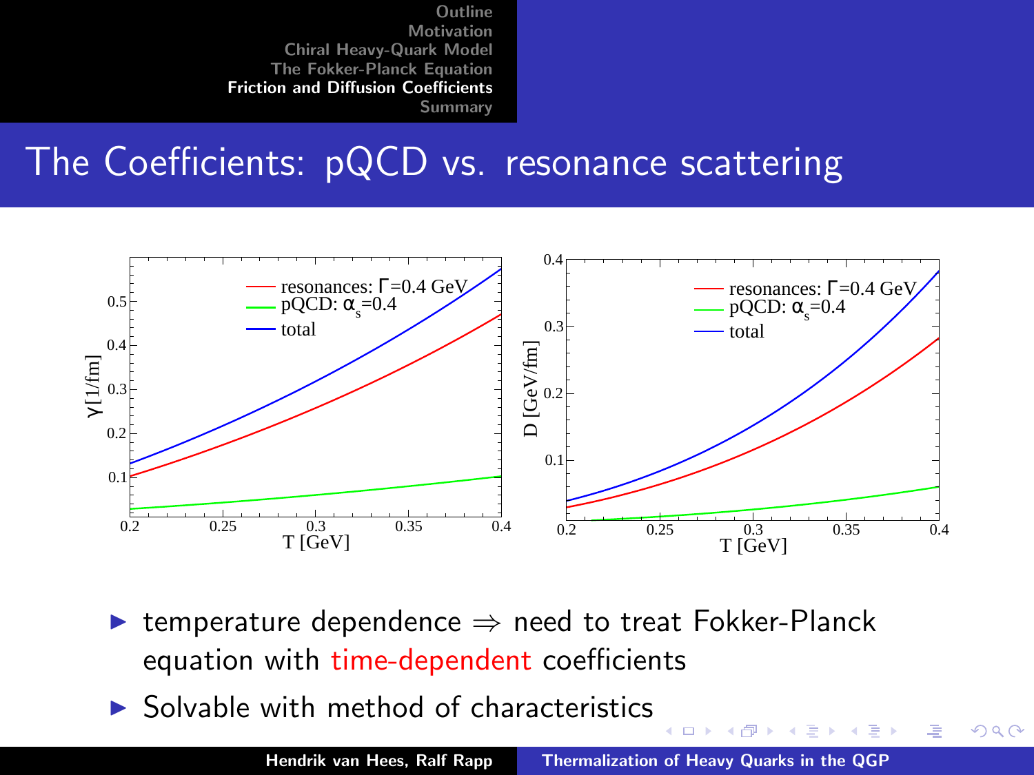# The Coefficients: pQCD vs. resonance scattering

- temperature dependence ⇒ need to treat Fokker-Planck equation with time-dependent coefficients
- Solvable with method of characteristics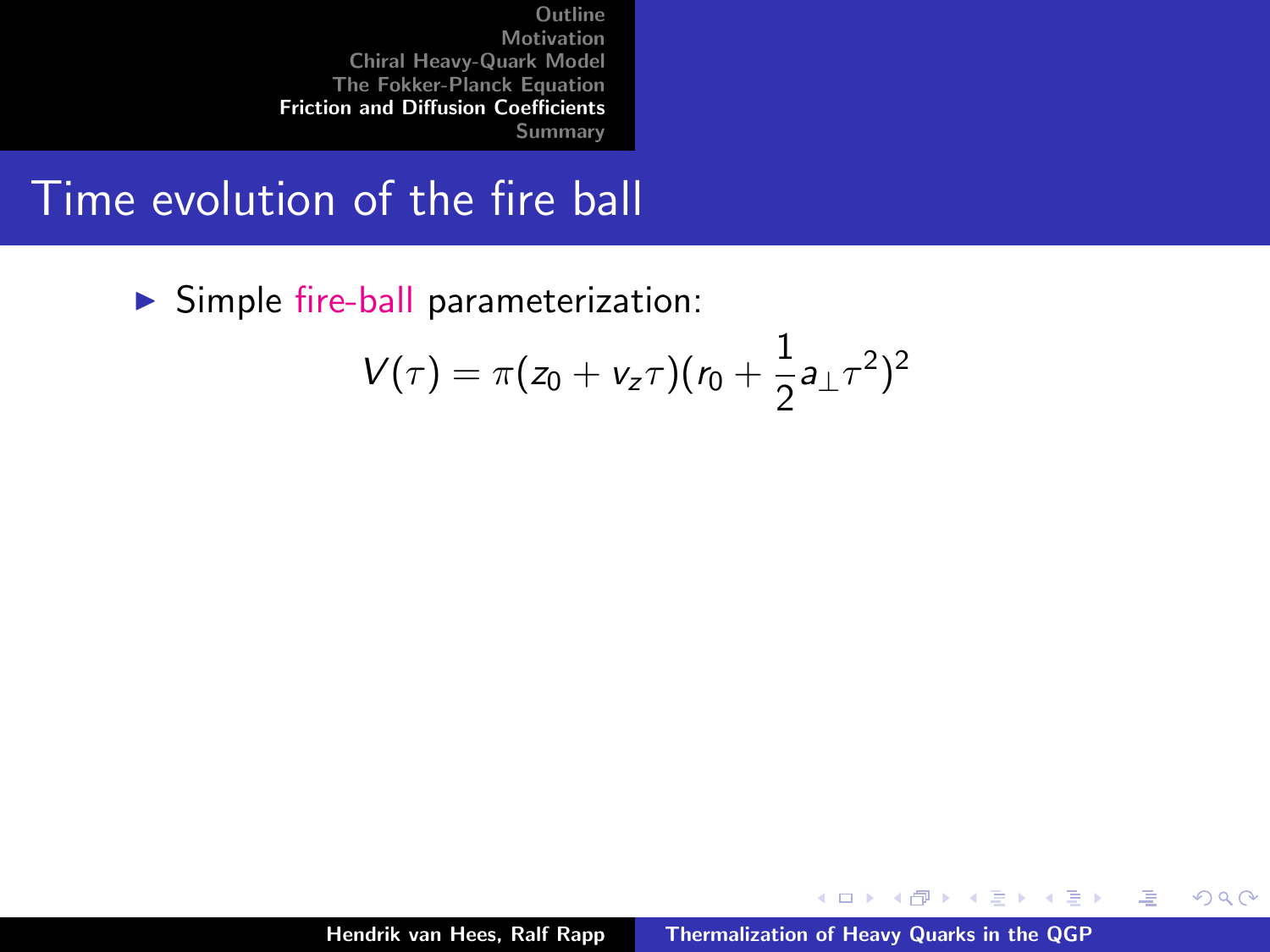## Time evolution of the fire ball

- Simple fire-ball parameterization:

$$V(\tau) = \pi(z_0 + v_z \tau)(r_0 + \frac{1}{2} a_\perp \tau^2)^2$$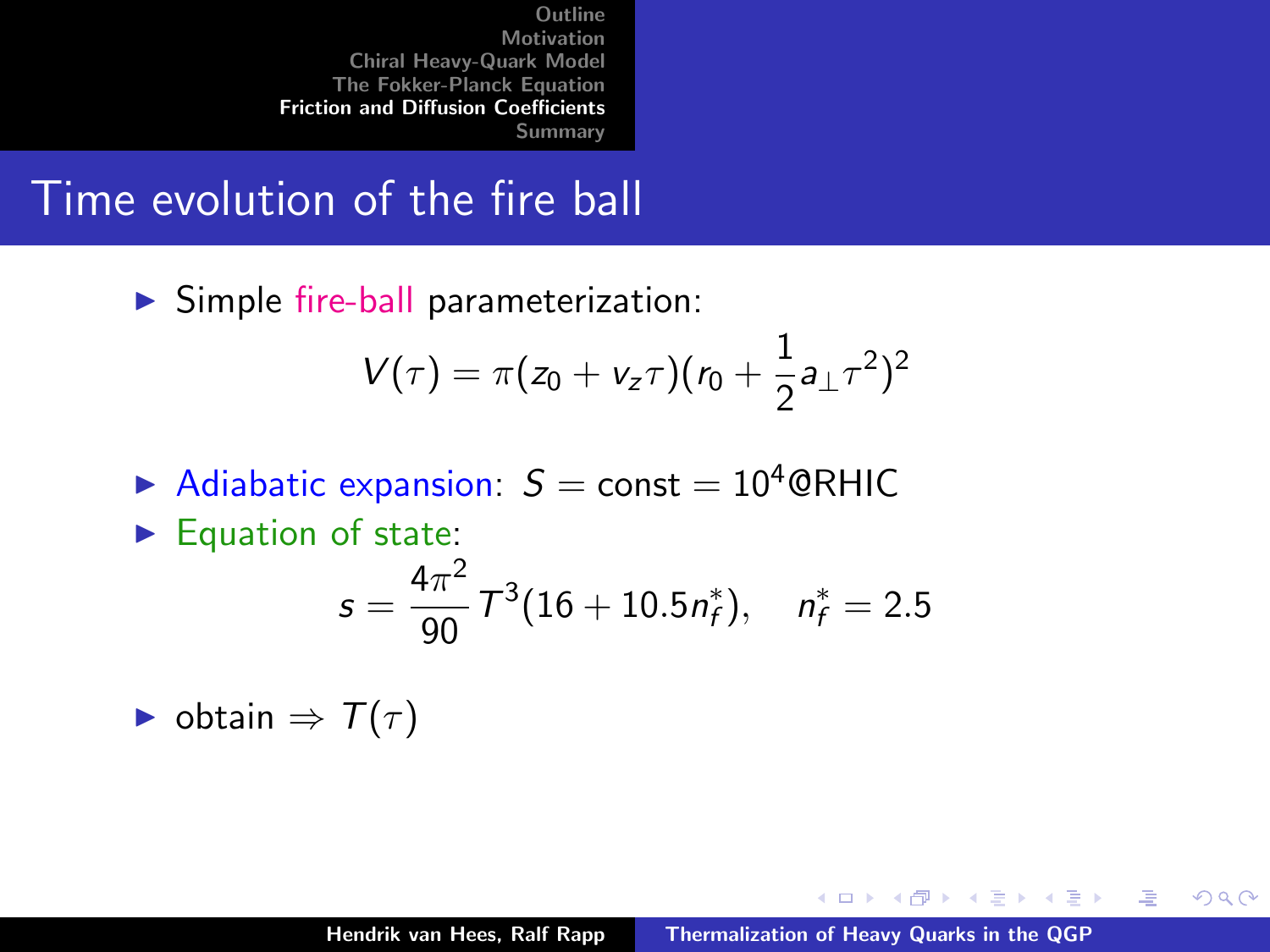## Time evolution of the fire ball

- Simple fire-ball parameterization:

$$V(\tau) = \pi(z_0 + v_z\tau)(r_0 + \frac{1}{2}a_\perp\tau^2)^2$$

- Adiabatic expansion: $S = \text{const} = 10^4$@RHIC
- Equation of state:

$$s = \frac{4\pi^2}{90}T^3(16 + 10.5n_f^*), \quad n_f^* = 2.5$$

- obtain $\Rightarrow T(\tau)$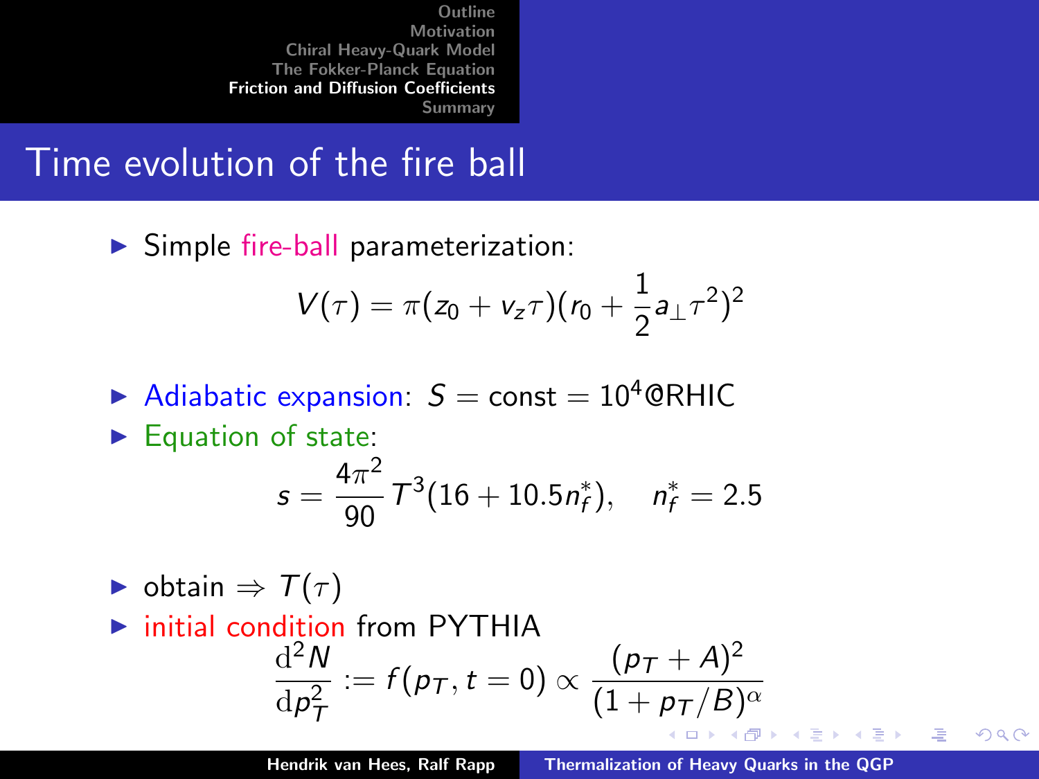# Time evolution of the fire ball

- Simple fire-ball parameterization:

$$V(\tau) = \pi(z_0 + v_z\tau)(r_0 + \frac{1}{2}a_\perp \tau^2)^2$$

- Adiabatic expansion: $S = \text{const} = 10^4$@RHIC
- Equation of state:

$$s = \frac{4\pi^2}{90} T^3 (16 + 10.5 n_f^*), \quad n_f^* = 2.5$$

- obtain $\Rightarrow T(\tau)$
- initial condition from PYTHIA

$$\frac{\mathrm{d}^2 N}{\mathrm{d}p_T^2} := f(p_T, t=0) \propto \frac{(p_T + A)^2}{(1 + p_T/B)^\alpha}$$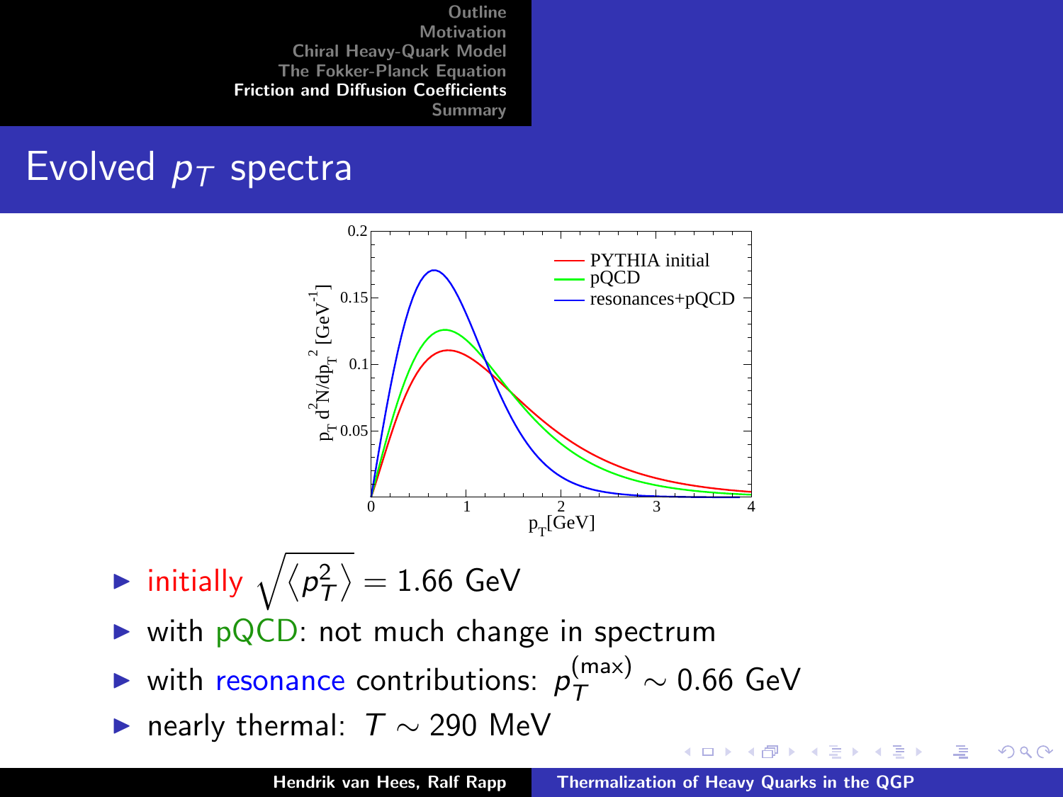# Evolved $p_T$ spectra

- initially $\sqrt{\langle p_T^2 \rangle} = 1.66$ GeV
- with pQCD: not much change in spectrum
- with resonance contributions: $p_T^{(\max)} \sim 0.66$ GeV
- nearly thermal: $T \sim 290$ MeV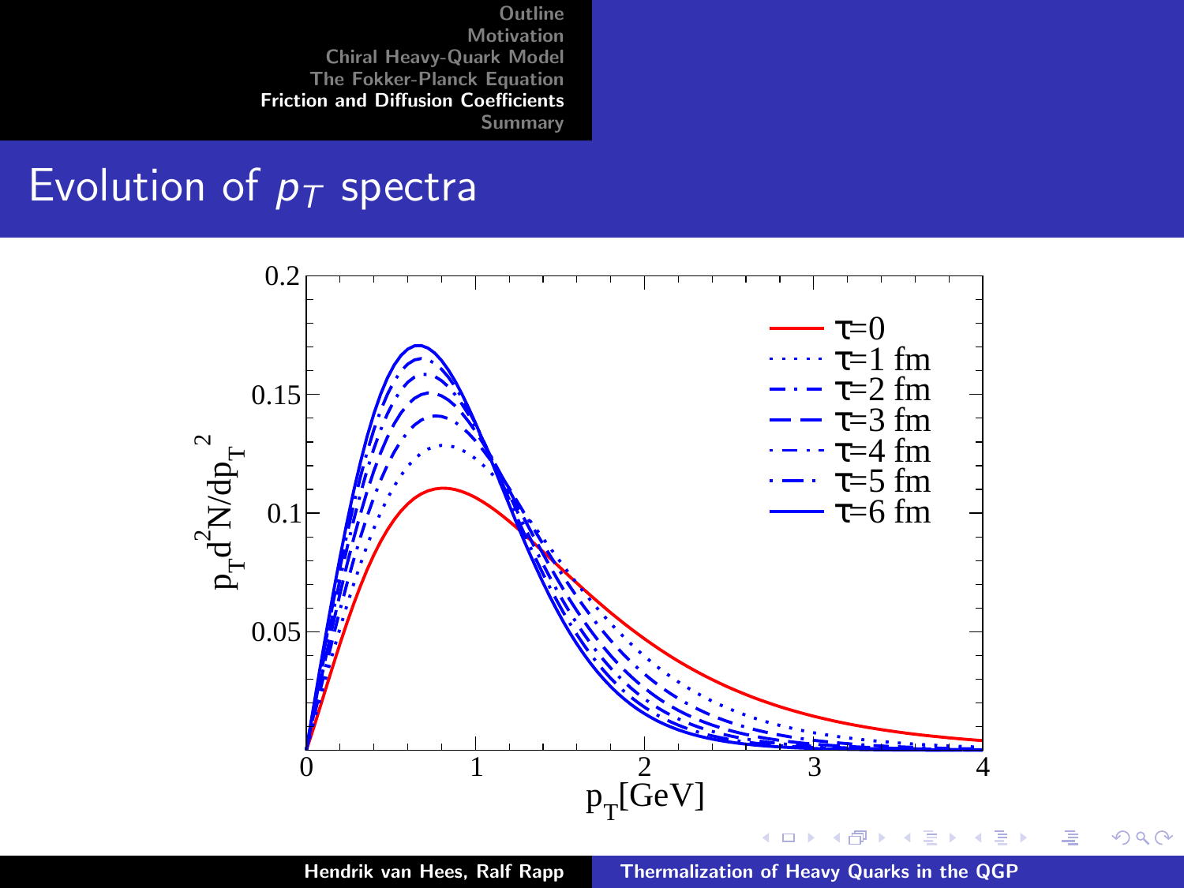## Evolution of $p_T$ spectra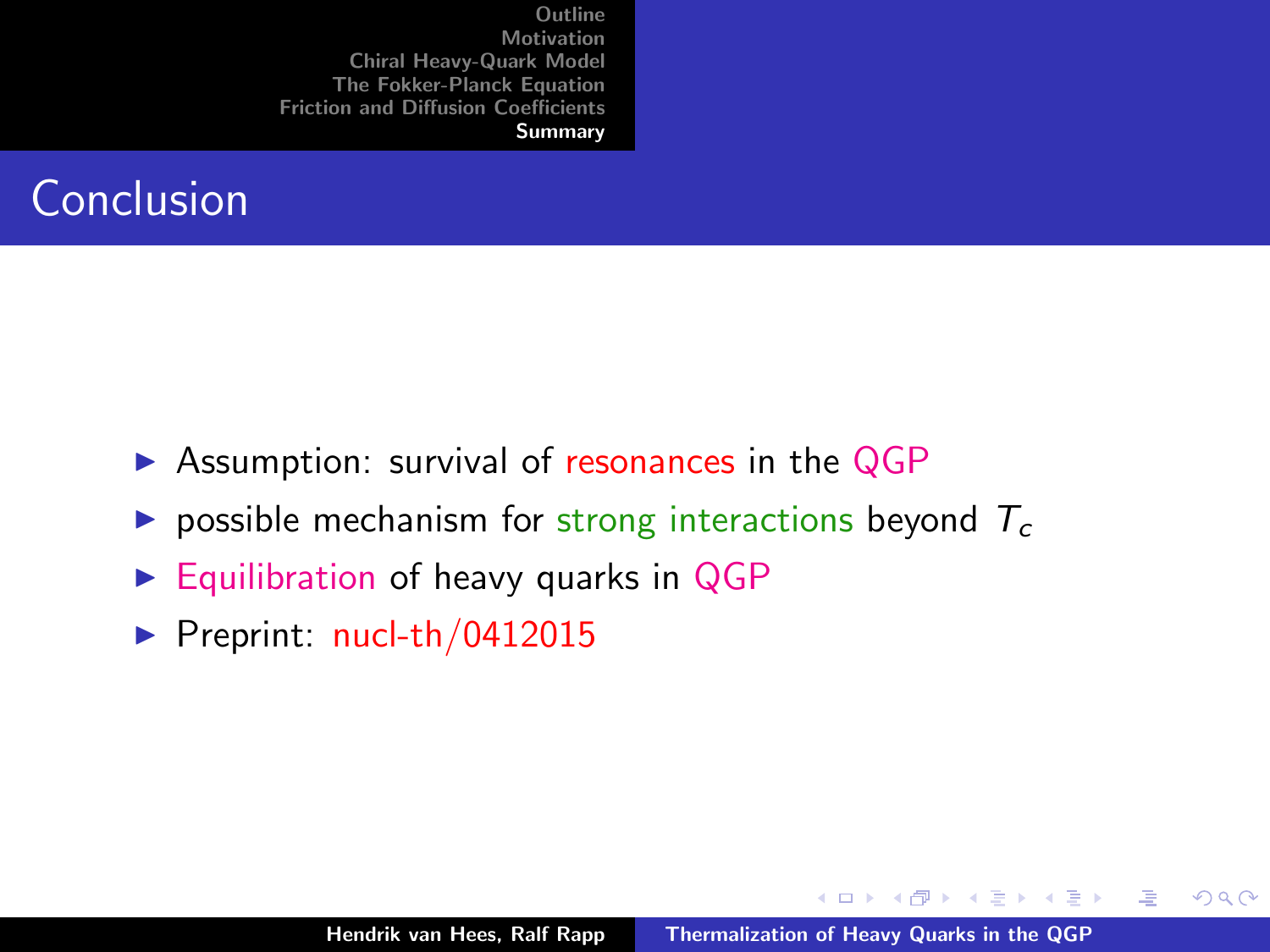## Conclusion

- Assumption: survival of resonances in the QGP
- possible mechanism for strong interactions beyond $T_c$
- Equilibration of heavy quarks in QGP
- Preprint: nucl-th/0412015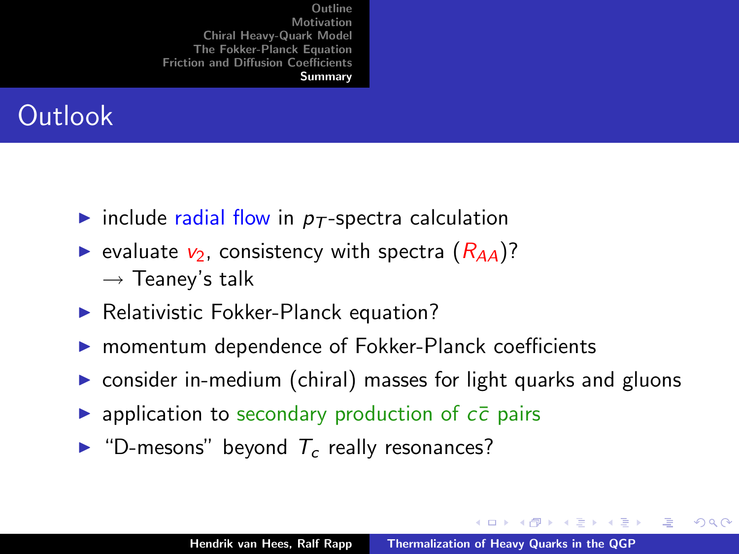# Outlook

- include radial flow in $p_T$-spectra calculation
- evaluate $v_2$, consistency with spectra ($R_{AA}$)?  
  $\rightarrow$ Teaney's talk
- Relativistic Fokker-Planck equation?
- momentum dependence of Fokker-Planck coefficients
- consider in-medium (chiral) masses for light quarks and gluons
- application to secondary production of $c\bar{c}$ pairs
- "D-mesons" beyond $T_c$ really resonances?